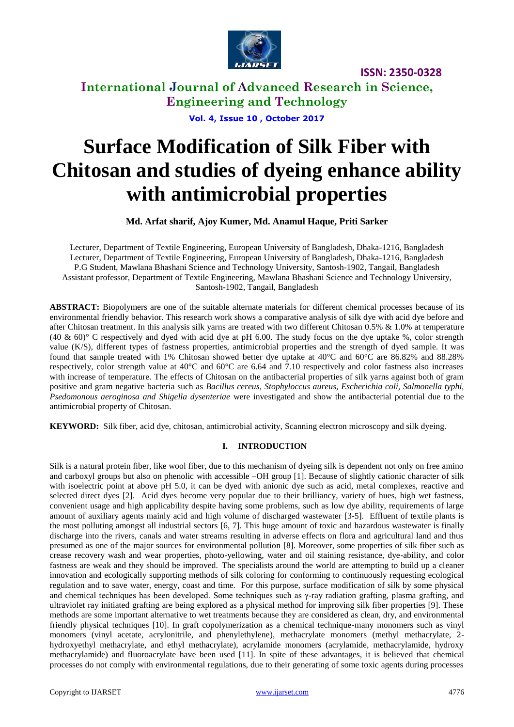# Surface Modification of Silk Fiber with Chitosan and studies of dyeing enhance ability with antimicrobial properties

**Md. Arfat sharif, Ajoy Kumer, Md. Anamul Haque, Priti Sarker**

Lecturer, Department of Textile Engineering, European University of Bangladesh, Dhaka-1216, Bangladesh
Lecturer, Department of Textile Engineering, European University of Bangladesh, Dhaka-1216, Bangladesh
P.G Student, Mawlana Bhashani Science and Technology University, Santosh-1902, Tangail, Bangladesh
Assistant professor, Department of Textile Engineering, Mawlana Bhashani Science and Technology University, Santosh-1902, Tangail, Bangladesh

**ABSTRACT:** Biopolymers are one of the suitable alternate materials for different chemical processes because of its environmental friendly behavior. This research work shows a comparative analysis of silk dye with acid dye before and after Chitosan treatment. In this analysis silk yarns are treated with two different Chitosan 0.5% & 1.0% at temperature (40 & 60)° C respectively and dyed with acid dye at pH 6.00. The study focus on the dye uptake %, color strength value (K/S), different types of fastness properties, antimicrobial properties and the strength of dyed sample. It was found that sample treated with 1% Chitosan showed better dye uptake at 40°C and 60°C are 86.82% and 88.28% respectively, color strength value at 40°C and 60°C are 6.64 and 7.10 respectively and color fastness also increases with increase of temperature. The effects of Chitosan on the antibacterial properties of silk yarns against both of gram positive and gram negative bacteria such as *Bacillus cereus, Stophyloccus aureus, Escherichia coli, Salmonella typhi, Psedomonous aeroginosa and Shigella dysenteriae* were investigated and show the antibacterial potential due to the antimicrobial property of Chitosan.

**KEYWORD:** Silk fiber, acid dye, chitosan, antimicrobial activity, Scanning electron microscopy and silk dyeing.

## I. INTRODUCTION

Silk is a natural protein fiber, like wool fiber, due to this mechanism of dyeing silk is dependent not only on free amino and carboxyl groups but also on phenolic with accessible –OH group [1]. Because of slightly cationic character of silk with isoelectric point at above pH 5.0, it can be dyed with anionic dye such as acid, metal complexes, reactive and selected direct dyes [2]. Acid dyes become very popular due to their brilliancy, variety of hues, high wet fastness, convenient usage and high applicability despite having some problems, such as low dye ability, requirements of large amount of auxiliary agents mainly acid and high volume of discharged wastewater [3-5]. Effluent of textile plants is the most polluting amongst all industrial sectors [6, 7]. This huge amount of toxic and hazardous wastewater is finally discharge into the rivers, canals and water streams resulting in adverse effects on flora and agricultural land and thus presumed as one of the major sources for environmental pollution [8]. Moreover, some properties of silk fiber such as crease recovery wash and wear properties, photo-yellowing, water and oil staining resistance, dye-ability, and color fastness are weak and they should be improved. The specialists around the world are attempting to build up a cleaner innovation and ecologically supporting methods of silk coloring for conforming to continuously requesting ecological regulation and to save water, energy, coast and time. For this purpose, surface modification of silk by some physical and chemical techniques has been developed. Some techniques such as γ-ray radiation grafting, plasma grafting, and ultraviolet ray initiated grafting are being explored as a physical method for improving silk fiber properties [9]. These methods are some important alternative to wet treatments because they are considered as clean, dry, and environmental friendly physical techniques [10]. In graft copolymerization as a chemical technique-many monomers such as vinyl monomers (vinyl acetate, acrylonitrile, and phenylethylene), methacrylate monomers (methyl methacrylate, 2-hydroxyethyl methacrylate, and ethyl methacrylate), acrylamide monomers (acrylamide, methacrylamide, hydroxy methacrylamide) and fluoroacrylate have been used [11]. In spite of these advantages, it is believed that chemical processes do not comply with environmental regulations, due to their generating of some toxic agents during processes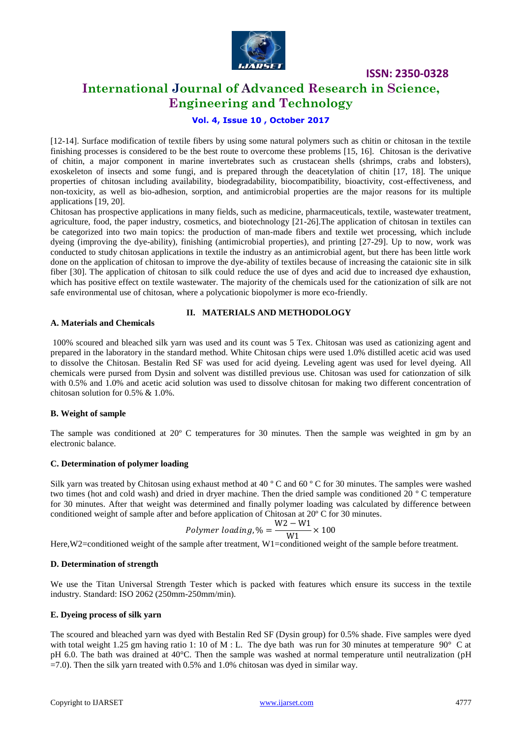[12-14]. Surface modification of textile fibers by using some natural polymers such as chitin or chitosan in the textile finishing processes is considered to be the best route to overcome these problems [15, 16]. Chitosan is the derivative of chitin, a major component in marine invertebrates such as crustacean shells (shrimps, crabs and lobsters), exoskeleton of insects and some fungi, and is prepared through the deacetylation of chitin [17, 18]. The unique properties of chitosan including availability, biodegradability, biocompatibility, bioactivity, cost-effectiveness, and non-toxicity, as well as bio-adhesion, sorption, and antimicrobial properties are the major reasons for its multiple applications [19, 20].

Chitosan has prospective applications in many fields, such as medicine, pharmaceuticals, textile, wastewater treatment, agriculture, food, the paper industry, cosmetics, and biotechnology [21-26].The application of chitosan in textiles can be categorized into two main topics: the production of man-made fibers and textile wet processing, which include dyeing (improving the dye-ability), finishing (antimicrobial properties), and printing [27-29]. Up to now, work was conducted to study chitosan applications in textile the industry as an antimicrobial agent, but there has been little work done on the application of chitosan to improve the dye-ability of textiles because of increasing the cataionic site in silk fiber [30]. The application of chitosan to silk could reduce the use of dyes and acid due to increased dye exhaustion, which has positive effect on textile wastewater. The majority of the chemicals used for the cationization of silk are not safe environmental use of chitosan, where a polycationic biopolymer is more eco-friendly.

## II. MATERIALS AND METHODOLOGY

### A. Materials and Chemicals

100% scoured and bleached silk yarn was used and its count was 5 Tex. Chitosan was used as cationizing agent and prepared in the laboratory in the standard method. White Chitosan chips were used 1.0% distilled acetic acid was used to dissolve the Chitosan. Bestalin Red SF was used for acid dyeing. Leveling agent was used for level dyeing. All chemicals were pursed from Dysin and solvent was distilled previous use. Chitosan was used for cationzation of silk with 0.5% and 1.0% and acetic acid solution was used to dissolve chitosan for making two different concentration of chitosan solution for 0.5% & 1.0%.

### B. Weight of sample

The sample was conditioned at 20º C temperatures for 30 minutes. Then the sample was weighted in gm by an electronic balance.

### C. Determination of polymer loading

Silk yarn was treated by Chitosan using exhaust method at 40 º C and 60 º C for 30 minutes. The samples were washed two times (hot and cold wash) and dried in dryer machine. Then the dried sample was conditioned 20 º C temperature for 30 minutes. After that weight was determined and finally polymer loading was calculated by difference between conditioned weight of sample after and before application of Chitosan at 20º C for 30 minutes.

$$Polymer\ loading, \% = \frac{W2 - W1}{W1} \times 100$$

Here,W2=conditioned weight of the sample after treatment, W1=conditioned weight of the sample before treatment.

### D. Determination of strength

We use the Titan Universal Strength Tester which is packed with features which ensure its success in the textile industry. Standard: ISO 2062 (250mm-250mm/min).

### E. Dyeing process of silk yarn

The scoured and bleached yarn was dyed with Bestalin Red SF (Dysin group) for 0.5% shade. Five samples were dyed with total weight 1.25 gm having ratio 1: 10 of M : L. The dye bath was run for 30 minutes at temperature 90° C at pH 6.0. The bath was drained at 40°C. Then the sample was washed at normal temperature until neutralization (pH =7.0). Then the silk yarn treated with 0.5% and 1.0% chitosan was dyed in similar way.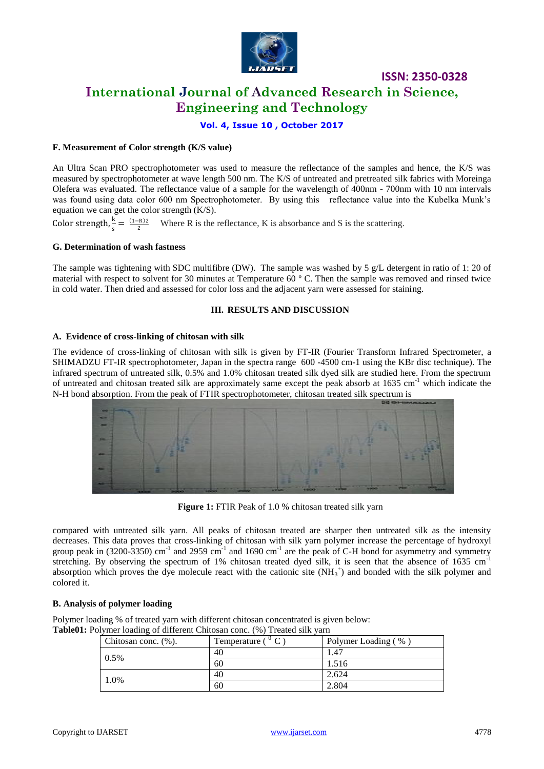#### F. Measurement of Color strength (K/S value)

An Ultra Scan PRO spectrophotometer was used to measure the reflectance of the samples and hence, the K/S was measured by spectrophotometer at wave length 500 nm. The K/S of untreated and pretreated silk fabrics with Moreinga Olefera was evaluated. The reflectance value of a sample for the wavelength of 400nm - 700nm with 10 nm intervals was found using data color 600 nm Spectrophotometer. By using this reflectance value into the Kubelka Munk's equation we can get the color strength (K/S).

Color strength, $\frac{k}{s} = \frac{(1-R)2}{2}$ Where R is the reflectance, K is absorbance and S is the scattering.

#### G. Determination of wash fastness

The sample was tightening with SDC multifibre (DW). The sample was washed by 5 g/L detergent in ratio of 1: 20 of material with respect to solvent for 30 minutes at Temperature 60 º C. Then the sample was removed and rinsed twice in cold water. Then dried and assessed for color loss and the adjacent yarn were assessed for staining.

### III. RESULTS AND DISCUSSION

#### A. Evidence of cross-linking of chitosan with silk

The evidence of cross-linking of chitosan with silk is given by FT-IR (Fourier Transform Infrared Spectrometer, a SHIMADZU FT-IR spectrophotometer, Japan in the spectra range 600 -4500 cm-1 using the KBr disc technique). The infrared spectrum of untreated silk, 0.5% and 1.0% chitosan treated silk dyed silk are studied here. From the spectrum of untreated and chitosan treated silk are approximately same except the peak absorb at 1635 $cm^{-1}$ which indicate the N-H bond absorption. From the peak of FTIR spectrophotometer, chitosan treated silk spectrum is

**Figure 1:** FTIR Peak of 1.0 % chitosan treated silk yarn

compared with untreated silk yarn. All peaks of chitosan treated are sharper then untreated silk as the intensity decreases. This data proves that cross-linking of chitosan with silk yarn polymer increase the percentage of hydroxyl group peak in (3200-3350) $cm^{-1}$ and 2959 $cm^{-1}$ and 1690 $cm^{-1}$ are the peak of C-H bond for asymmetry and symmetry stretching. By observing the spectrum of 1% chitosan treated dyed silk, it is seen that the absence of 1635 $cm^{-1}$ absorption which proves the dye molecule react with the cationic site ($NH_3^+$) and bonded with the silk polymer and colored it.

#### B. Analysis of polymer loading

Polymer loading % of treated yarn with different chitosan concentrated is given below:

**Table01:** Polymer loading of different Chitosan conc. (%) Treated silk yarn

| Chitosan conc. (%). | Temperature ( $^0$ C ) | Polymer Loading ( % ) |
|---|---|---|
| 0.5% | 40 | 1.47 |
| | 60 | 1.516 |
| 1.0% | 40 | 2.624 |
| | 60 | 2.804 |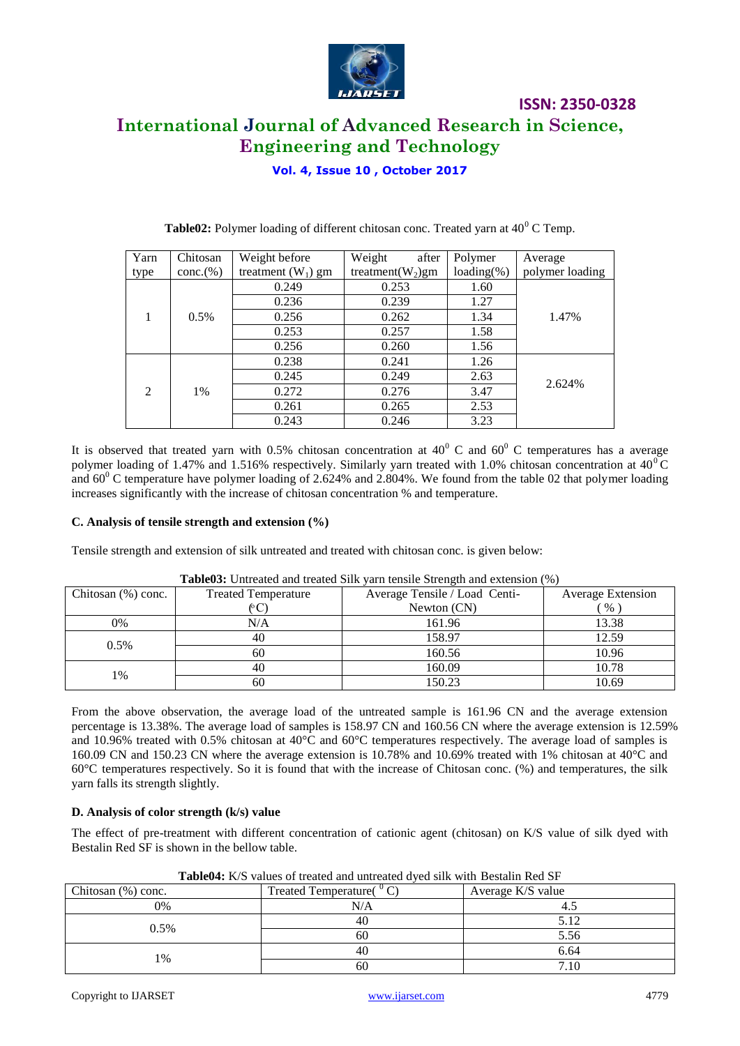**Table02:** Polymer loading of different chitosan conc. Treated yarn at $40^0$ C Temp.

| Yarn type | Chitosan conc.(%) | Weight before treatment ($W_1$) gm | Weight after treatment($W_2$)gm | Polymer loading(%) | Average polymer loading |
|---|---|---|---|---|---|
| 1 | 0.5% | 0.249 | 0.253 | 1.60 | 1.47% |
| | | 0.236 | 0.239 | 1.27 | |
| | | 0.256 | 0.262 | 1.34 | |
| | | 0.253 | 0.257 | 1.58 | |
| | | 0.256 | 0.260 | 1.56 | |
| 2 | 1% | 0.238 | 0.241 | 1.26 | 2.624% |
| | | 0.245 | 0.249 | 2.63 | |
| | | 0.272 | 0.276 | 3.47 | |
| | | 0.261 | 0.265 | 2.53 | |
| | | 0.243 | 0.246 | 3.23 | |

It is observed that treated yarn with 0.5% chitosan concentration at $40^0$ C and $60^0$ C temperatures has a average polymer loading of 1.47% and 1.516% respectively. Similarly yarn treated with 1.0% chitosan concentration at $40^0$C and $60^0$ C temperature have polymer loading of 2.624% and 2.804%. We found from the table 02 that polymer loading increases significantly with the increase of chitosan concentration % and temperature.

### C. Analysis of tensile strength and extension (%)

Tensile strength and extension of silk untreated and treated with chitosan conc. is given below:

**Table03:** Untreated and treated Silk yarn tensile Strength and extension (%)

| Chitosan (%) conc. | Treated Temperature (°C) | Average Tensile / Load Centi-Newton (CN) | Average Extension ( % ) |
|---|---|---|---|
| 0% | N/A | 161.96 | 13.38 |
| 0.5% | 40 | 158.97 | 12.59 |
| | 60 | 160.56 | 10.96 |
| 1% | 40 | 160.09 | 10.78 |
| | 60 | 150.23 | 10.69 |

From the above observation, the average load of the untreated sample is 161.96 CN and the average extension percentage is 13.38%. The average load of samples is 158.97 CN and 160.56 CN where the average extension is 12.59% and 10.96% treated with 0.5% chitosan at 40°C and 60°C temperatures respectively. The average load of samples is 160.09 CN and 150.23 CN where the average extension is 10.78% and 10.69% treated with 1% chitosan at 40°C and 60°C temperatures respectively. So it is found that with the increase of Chitosan conc. (%) and temperatures, the silk yarn falls its strength slightly.

### D. Analysis of color strength (k/s) value

The effect of pre-treatment with different concentration of cationic agent (chitosan) on K/S value of silk dyed with Bestalin Red SF is shown in the bellow table.

**Table04:** K/S values of treated and untreated dyed silk with Bestalin Red SF

| Chitosan (%) conc. | Treated Temperature( $^0$ C) | Average K/S value |
|---|---|---|
| 0% | N/A | 4.5 |
| 0.5% | 40 | 5.12 |
| | 60 | 5.56 |
| 1% | 40 | 6.64 |
| | 60 | 7.10 |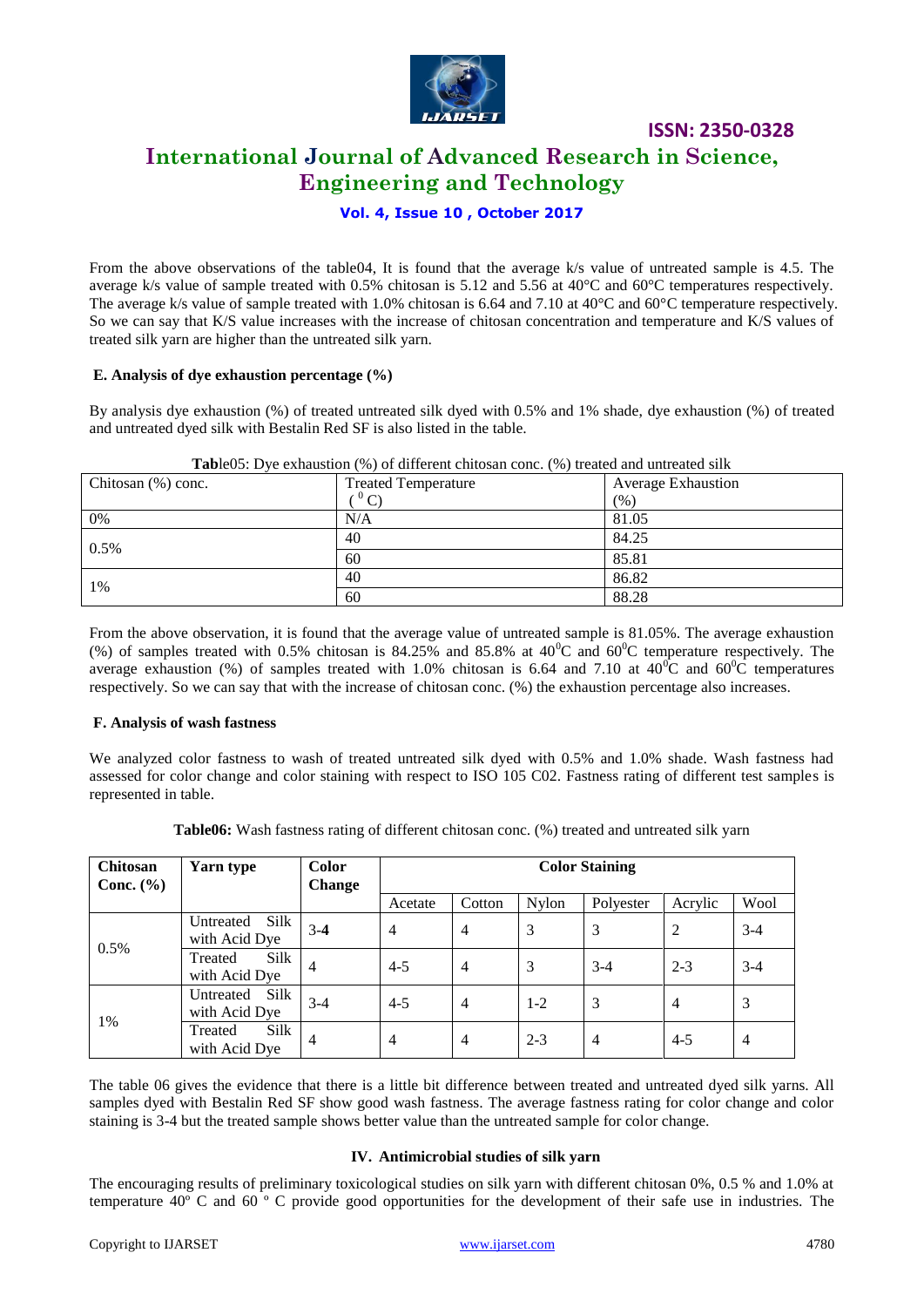From the above observations of the table04, It is found that the average k/s value of untreated sample is 4.5. The average k/s value of sample treated with 0.5% chitosan is 5.12 and 5.56 at 40°C and 60°C temperatures respectively. The average k/s value of sample treated with 1.0% chitosan is 6.64 and 7.10 at 40°C and 60°C temperature respectively. So we can say that K/S value increases with the increase of chitosan concentration and temperature and K/S values of treated silk yarn are higher than the untreated silk yarn.

### E. Analysis of dye exhaustion percentage (%)

By analysis dye exhaustion (%) of treated untreated silk dyed with 0.5% and 1% shade, dye exhaustion (%) of treated and untreated dyed silk with Bestalin Red SF is also listed in the table.

**Tab**le05: Dye exhaustion (%) of different chitosan conc. (%) treated and untreated silk

| Chitosan (%) conc. | Treated Temperature ($^0$C) | Average Exhaustion (%) |
|---|---|---|
| 0% | N/A | 81.05 |
| 0.5% | 40 | 84.25 |
| | 60 | 85.81 |
| 1% | 40 | 86.82 |
| | 60 | 88.28 |

From the above observation, it is found that the average value of untreated sample is 81.05%. The average exhaustion (%) of samples treated with 0.5% chitosan is 84.25% and 85.8% at $40^0$C and $60^0$C temperature respectively. The average exhaustion (%) of samples treated with 1.0% chitosan is 6.64 and 7.10 at $40^0$C and $60^0$C temperatures respectively. So we can say that with the increase of chitosan conc. (%) the exhaustion percentage also increases.

### F. Analysis of wash fastness

We analyzed color fastness to wash of treated untreated silk dyed with 0.5% and 1.0% shade. Wash fastness had assessed for color change and color staining with respect to ISO 105 C02. Fastness rating of different test samples is represented in table.

**Table06:** Wash fastness rating of different chitosan conc. (%) treated and untreated silk yarn

| Chitosan Conc. (%) | Yarn type | Color Change | Color Staining | | | | | |
|---|---|---|---|---|---|---|---|---|
| | | | Acetate | Cotton | Nylon | Polyester | Acrylic | Wool |
| 0.5% | Untreated Silk with Acid Dye | 3-**4** | 4 | 4 | 3 | 3 | 2 | 3-4 |
| | Treated Silk with Acid Dye | 4 | 4-5 | 4 | 3 | 3-4 | 2-3 | 3-4 |
| 1% | Untreated Silk with Acid Dye | 3-4 | 4-5 | 4 | 1-2 | 3 | 4 | 3 |
| | Treated Silk with Acid Dye | 4 | 4 | 4 | 2-3 | 4 | 4-5 | 4 |

The table 06 gives the evidence that there is a little bit difference between treated and untreated dyed silk yarns. All samples dyed with Bestalin Red SF show good wash fastness. The average fastness rating for color change and color staining is 3-4 but the treated sample shows better value than the untreated sample for color change.

## IV. Antimicrobial studies of silk yarn

The encouraging results of preliminary toxicological studies on silk yarn with different chitosan 0%, 0.5 % and 1.0% at temperature 40º C and 60 º C provide good opportunities for the development of their safe use in industries. The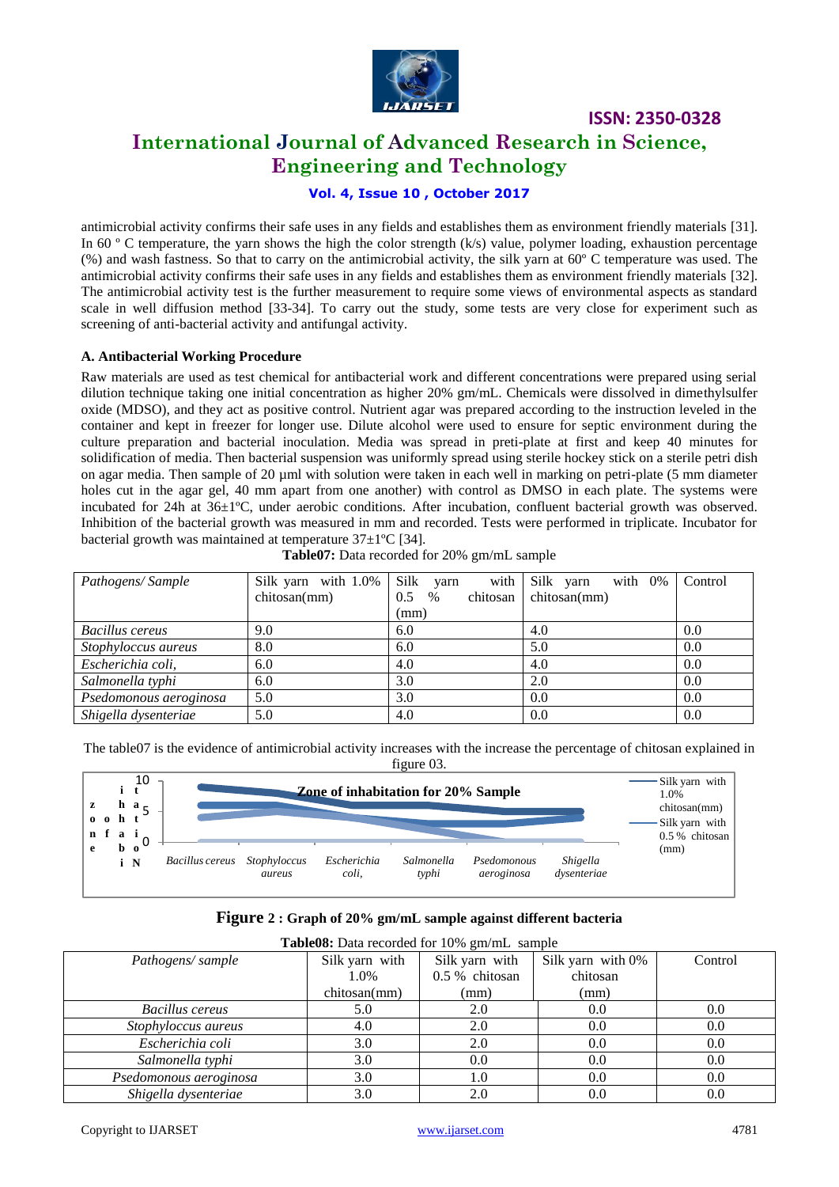antimicrobial activity confirms their safe uses in any fields and establishes them as environment friendly materials [31]. In 60 º C temperature, the yarn shows the high the color strength (k/s) value, polymer loading, exhaustion percentage (%) and wash fastness. So that to carry on the antimicrobial activity, the silk yarn at 60º C temperature was used. The antimicrobial activity confirms their safe uses in any fields and establishes them as environment friendly materials [32]. The antimicrobial activity test is the further measurement to require some views of environmental aspects as standard scale in well diffusion method [33-34]. To carry out the study, some tests are very close for experiment such as screening of anti-bacterial activity and antifungal activity.

### A. Antibacterial Working Procedure

Raw materials are used as test chemical for antibacterial work and different concentrations were prepared using serial dilution technique taking one initial concentration as higher 20% gm/mL. Chemicals were dissolved in dimethylsulfer oxide (MDSO), and they act as positive control. Nutrient agar was prepared according to the instruction leveled in the container and kept in freezer for longer use. Dilute alcohol were used to ensure for septic environment during the culture preparation and bacterial inoculation. Media was spread in preti-plate at first and keep 40 minutes for solidification of media. Then bacterial suspension was uniformly spread using sterile hockey stick on a sterile petri dish on agar media. Then sample of 20 µml with solution were taken in each well in marking on petri-plate (5 mm diameter holes cut in the agar gel, 40 mm apart from one another) with control as DMSO in each plate. The systems were incubated for 24h at 36±1ºC, under aerobic conditions. After incubation, confluent bacterial growth was observed. Inhibition of the bacterial growth was measured in mm and recorded. Tests were performed in triplicate. Incubator for bacterial growth was maintained at temperature 37±1ºC [34].

**Table07:** Data recorded for 20% gm/mL sample

| *Pathogens/ Sample* | Silk yarn with 1.0% chitosan(mm) | Silk yarn with 0.5 % chitosan (mm) | Silk yarn with 0% chitosan(mm) | Control |
|---|---|---|---|---|
| *Bacillus cereus* | 9.0 | 6.0 | 4.0 | 0.0 |
| *Stophyloccus aureus* | 8.0 | 6.0 | 5.0 | 0.0 |
| *Escherichia coli,* | 6.0 | 4.0 | 4.0 | 0.0 |
| *Salmonella typhi* | 6.0 | 3.0 | 2.0 | 0.0 |
| *Psedomonous aeroginosa* | 5.0 | 3.0 | 0.0 | 0.0 |
| *Shigella dysenteriae* | 5.0 | 4.0 | 0.0 | 0.0 |

The table07 is the evidence of antimicrobial activity increases with the increase the percentage of chitosan explained in figure 03.

**Figure 2 : Graph of 20% gm/mL sample against different bacteria**

**Table08:** Data recorded for 10% gm/mL sample

| Pathogens/ sample | Silk yarn with 1.0% chitosan(mm) | Silk yarn with 0.5 % chitosan (mm) | Silk yarn with 0% chitosan (mm) | Control |
|---|---|---|---|---|
| *Bacillus cereus* | 5.0 | 2.0 | 0.0 | 0.0 |
| *Stophyloccus aureus* | 4.0 | 2.0 | 0.0 | 0.0 |
| *Escherichia coli* | 3.0 | 2.0 | 0.0 | 0.0 |
| *Salmonella typhi* | 3.0 | 0.0 | 0.0 | 0.0 |
| *Psedomonous aeroginosa* | 3.0 | 1.0 | 0.0 | 0.0 |
| *Shigella dysenteriae* | 3.0 | 2.0 | 0.0 | 0.0 |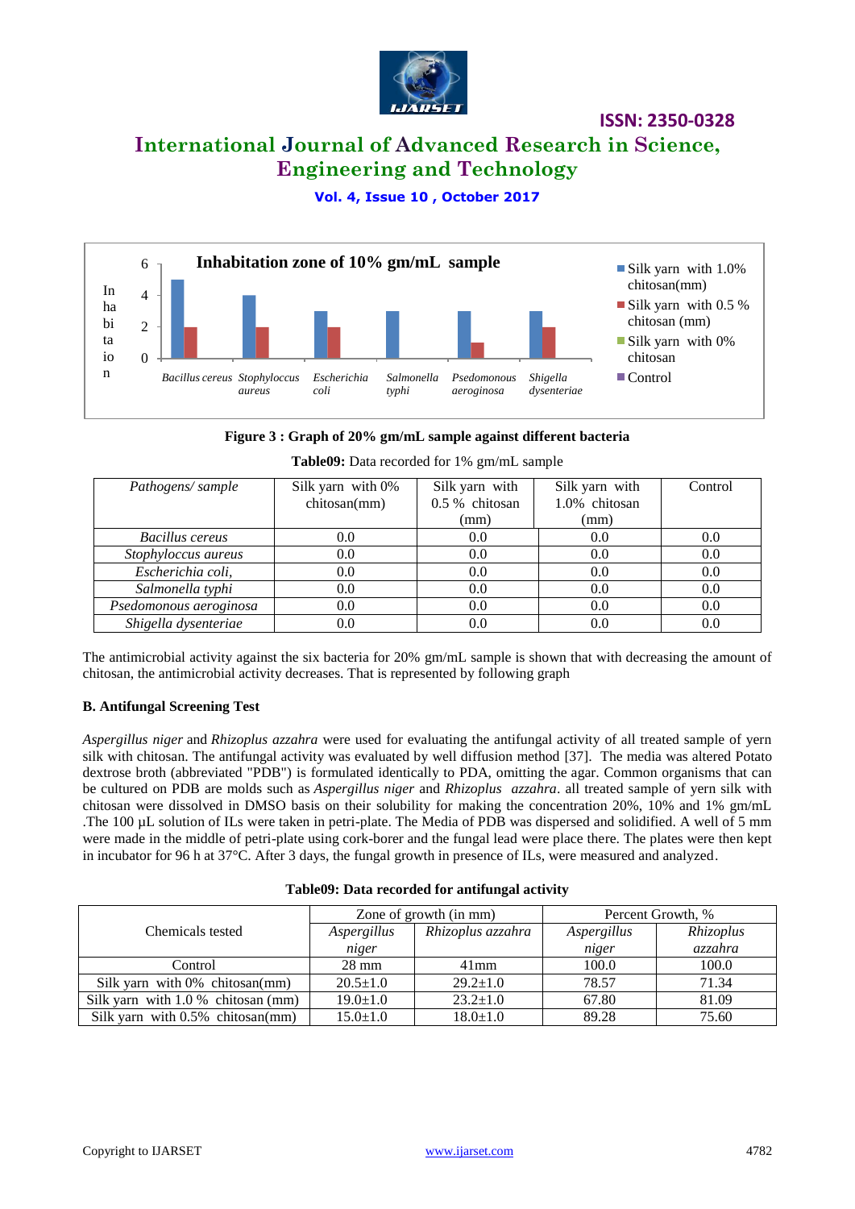Figure 3 : Graph of 20% gm/mL sample against different bacteria

**Table09:** Data recorded for 1% gm/mL sample

| *Pathogens/ sample* | Silk yarn with 0% chitosan(mm) | Silk yarn with 0.5 % chitosan (mm) | Silk yarn with 1.0% chitosan (mm) | Control |
|---|---|---|---|---|
| *Bacillus cereus* | 0.0 | 0.0 | 0.0 | 0.0 |
| *Stophyloccus aureus* | 0.0 | 0.0 | 0.0 | 0.0 |
| *Escherichia coli,* | 0.0 | 0.0 | 0.0 | 0.0 |
| *Salmonella typhi* | 0.0 | 0.0 | 0.0 | 0.0 |
| *Psedomonous aeroginosa* | 0.0 | 0.0 | 0.0 | 0.0 |
| *Shigella dysenteriae* | 0.0 | 0.0 | 0.0 | 0.0 |

The antimicrobial activity against the six bacteria for 20% gm/mL sample is shown that with decreasing the amount of chitosan, the antimicrobial activity decreases. That is represented by following graph

**B. Antifungal Screening Test**

*Aspergillus niger* and *Rhizoplus azzahra* were used for evaluating the antifungal activity of all treated sample of yern silk with chitosan. The antifungal activity was evaluated by well diffusion method [37]. The media was altered Potato dextrose broth (abbreviated "PDB") is formulated identically to PDA, omitting the agar. Common organisms that can be cultured on PDB are molds such as *Aspergillus niger* and *Rhizoplus azzahra*. all treated sample of yern silk with chitosan were dissolved in DMSO basis on their solubility for making the concentration 20%, 10% and 1% gm/mL .The 100 µL solution of ILs were taken in petri-plate. The Media of PDB was dispersed and solidified. A well of 5 mm were made in the middle of petri-plate using cork-borer and the fungal lead were place there. The plates were then kept in incubator for 96 h at 37°C. After 3 days, the fungal growth in presence of ILs, were measured and analyzed.

**Table09: Data recorded for antifungal activity**

| Chemicals tested | Zone of growth (in mm) | | Percent Growth, % | |
|---|---|---|---|---|
| | *Aspergillus niger* | *Rhizoplus azzahra* | *Aspergillus niger* | *Rhizoplus azzahra* |
| Control | 28 mm | 41mm | 100.0 | 100.0 |
| Silk yarn with 0% chitosan(mm) | 20.5±1.0 | 29.2±1.0 | 78.57 | 71.34 |
| Silk yarn with 1.0 % chitosan (mm) | 19.0±1.0 | 23.2±1.0 | 67.80 | 81.09 |
| Silk yarn with 0.5% chitosan(mm) | 15.0±1.0 | 18.0±1.0 | 89.28 | 75.60 |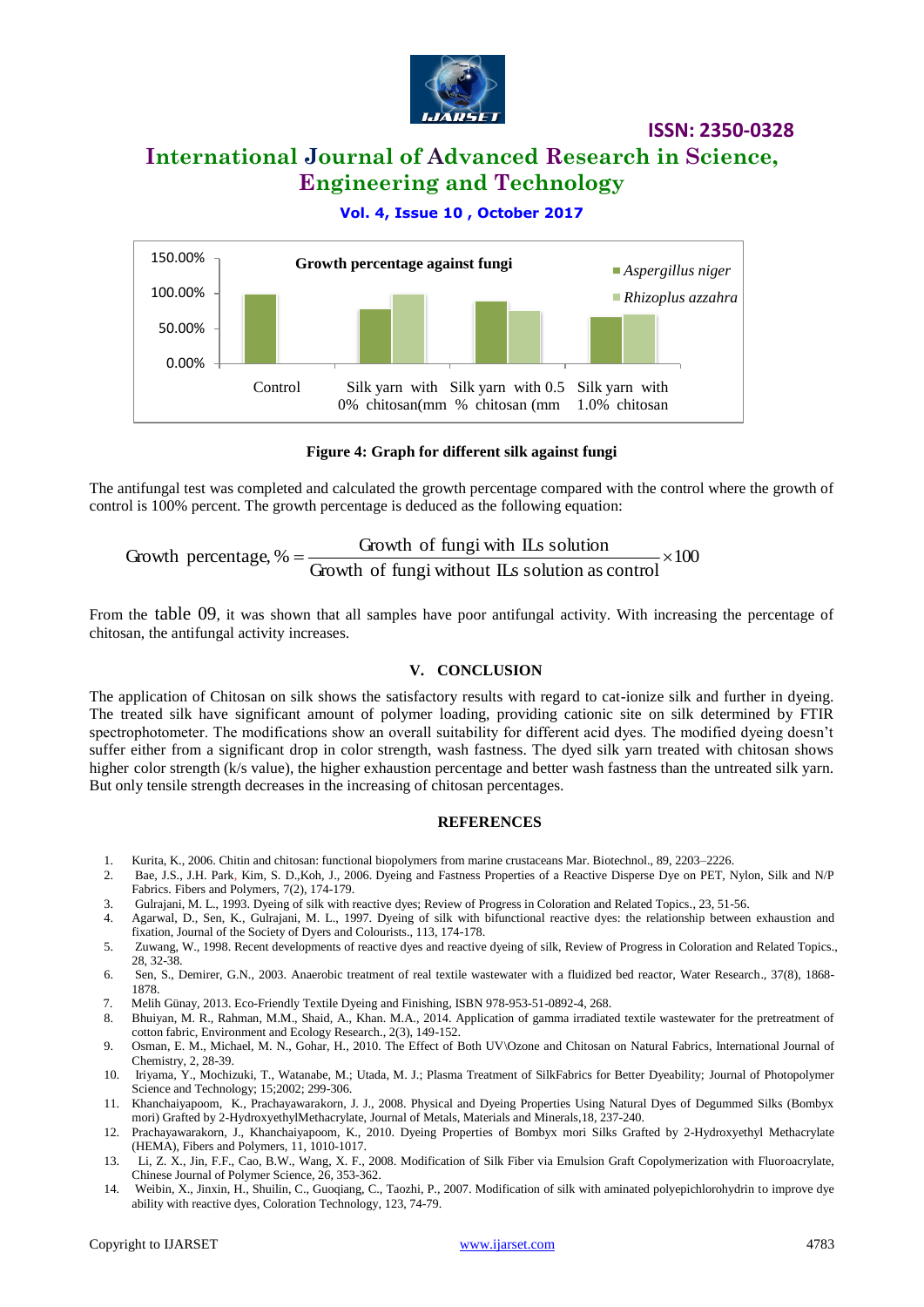Figure 4: Graph for different silk against fungi

The antifungal test was completed and calculated the growth percentage compared with the control where the growth of control is 100% percent. The growth percentage is deduced as the following equation:

$$\text{Growth percentage, } \% = \frac{\text{Growth of fungi with ILs solution}}{\text{Growth of fungi without ILs solution as control}} \times 100$$

From the table 09, it was shown that all samples have poor antifungal activity. With increasing the percentage of chitosan, the antifungal activity increases.

## V. CONCLUSION

The application of Chitosan on silk shows the satisfactory results with regard to cat-ionize silk and further in dyeing. The treated silk have significant amount of polymer loading, providing cationic site on silk determined by FTIR spectrophotometer. The modifications show an overall suitability for different acid dyes. The modified dyeing doesn't suffer either from a significant drop in color strength, wash fastness. The dyed silk yarn treated with chitosan shows higher color strength (k/s value), the higher exhaustion percentage and better wash fastness than the untreated silk yarn. But only tensile strength decreases in the increasing of chitosan percentages.

## REFERENCES

1. Kurita, K., 2006. Chitin and chitosan: functional biopolymers from marine crustaceans Mar. Biotechnol., 89, 2203–2226.
2. Bae, J.S., J.H. Park, Kim, S. D.,Koh, J., 2006. Dyeing and Fastness Properties of a Reactive Disperse Dye on PET, Nylon, Silk and N/P Fabrics. Fibers and Polymers, 7(2), 174-179.
3. Gulrajani, M. L., 1993. Dyeing of silk with reactive dyes; Review of Progress in Coloration and Related Topics., 23, 51-56.
4. Agarwal, D., Sen, K., Gulrajani, M. L., 1997. Dyeing of silk with bifunctional reactive dyes: the relationship between exhaustion and fixation, Journal of the Society of Dyers and Colourists., 113, 174-178.
5. Zuwang, W., 1998. Recent developments of reactive dyes and reactive dyeing of silk, Review of Progress in Coloration and Related Topics., 28, 32-38.
6. Sen, S., Demirer, G.N., 2003. Anaerobic treatment of real textile wastewater with a fluidized bed reactor, Water Research., 37(8), 1868-1878.
7. Melih Günay, 2013. Eco-Friendly Textile Dyeing and Finishing, ISBN 978-953-51-0892-4, 268.
8. Bhuiyan, M. R., Rahman, M.M., Shaid, A., Khan. M.A., 2014. Application of gamma irradiated textile wastewater for the pretreatment of cotton fabric, Environment and Ecology Research., 2(3), 149-152.
9. Osman, E. M., Michael, M. N., Gohar, H., 2010. The Effect of Both UV\Ozone and Chitosan on Natural Fabrics, International Journal of Chemistry, 2, 28-39.
10. Iriyama, Y., Mochizuki, T., Watanabe, M.; Utada, M. J.; Plasma Treatment of SilkFabrics for Better Dyeability; Journal of Photopolymer Science and Technology; 15;2002; 299-306.
11. Khanchaiyapoom, K., Prachayawarakorn, J. J., 2008. Physical and Dyeing Properties Using Natural Dyes of Degummed Silks (Bombyx mori) Grafted by 2-HydroxyethylMethacrylate, Journal of Metals, Materials and Minerals,18, 237-240.
12. Prachayawarakorn, J., Khanchaiyapoom, K., 2010. Dyeing Properties of Bombyx mori Silks Grafted by 2-Hydroxyethyl Methacrylate (HEMA), Fibers and Polymers, 11, 1010-1017.
13. Li, Z. X., Jin, F.F., Cao, B.W., Wang, X. F., 2008. Modification of Silk Fiber via Emulsion Graft Copolymerization with Fluoroacrylate, Chinese Journal of Polymer Science, 26, 353-362.
14. Weibin, X., Jinxin, H., Shuilin, C., Guoqiang, C., Taozhi, P., 2007. Modification of silk with aminated polyepichlorohydrin to improve dye ability with reactive dyes, Coloration Technology, 123, 74-79.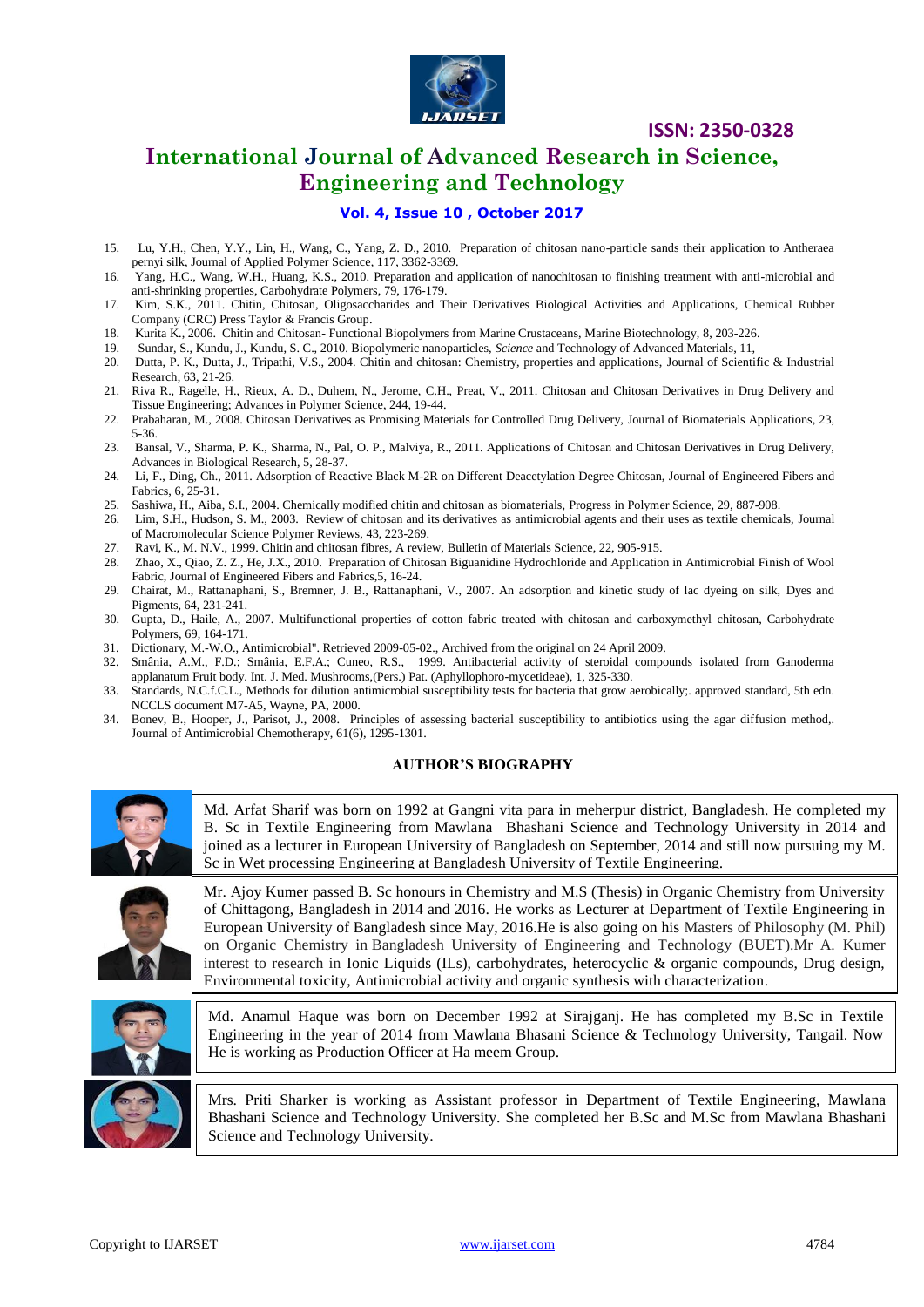15. Lu, Y.H., Chen, Y.Y., Lin, H., Wang, C., Yang, Z. D., 2010. Preparation of chitosan nano-particle sands their application to Antheraea pernyi silk, Journal of Applied Polymer Science, 117, 3362-3369.
16. Yang, H.C., Wang, W.H., Huang, K.S., 2010. Preparation and application of nanochitosan to finishing treatment with anti-microbial and anti-shrinking properties, Carbohydrate Polymers, 79, 176-179.
17. Kim, S.K., 2011. Chitin, Chitosan, Oligosaccharides and Their Derivatives Biological Activities and Applications, Chemical Rubber Company (CRC) Press Taylor & Francis Group.
18. Kurita K., 2006. Chitin and Chitosan- Functional Biopolymers from Marine Crustaceans, Marine Biotechnology, 8, 203-226.
19. Sundar, S., Kundu, J., Kundu, S. C., 2010. Biopolymeric nanoparticles, *Science* and Technology of Advanced Materials, 11,
20. Dutta, P. K., Dutta, J., Tripathi, V.S., 2004. Chitin and chitosan: Chemistry, properties and applications, Journal of Scientific & Industrial Research, 63, 21-26.
21. Riva R., Ragelle, H., Rieux, A. D., Duhem, N., Jerome, C.H., Preat, V., 2011. Chitosan and Chitosan Derivatives in Drug Delivery and Tissue Engineering; Advances in Polymer Science, 244, 19-44.
22. Prabaharan, M., 2008. Chitosan Derivatives as Promising Materials for Controlled Drug Delivery, Journal of Biomaterials Applications, 23, 5-36.
23. Bansal, V., Sharma, P. K., Sharma, N., Pal, O. P., Malviya, R., 2011. Applications of Chitosan and Chitosan Derivatives in Drug Delivery, Advances in Biological Research, 5, 28-37.
24. Li, F., Ding, Ch., 2011. Adsorption of Reactive Black M-2R on Different Deacetylation Degree Chitosan, Journal of Engineered Fibers and Fabrics, 6, 25-31.
25. Sashiwa, H., Aiba, S.I., 2004. Chemically modified chitin and chitosan as biomaterials, Progress in Polymer Science, 29, 887-908.
26. Lim, S.H., Hudson, S. M., 2003. Review of chitosan and its derivatives as antimicrobial agents and their uses as textile chemicals, Journal of Macromolecular Science Polymer Reviews, 43, 223-269.
27. Ravi, K., M. N.V., 1999. Chitin and chitosan fibres, A review, Bulletin of Materials Science, 22, 905-915.
28. Zhao, X., Qiao, Z. Z., He, J.X., 2010. Preparation of Chitosan Biguanidine Hydrochloride and Application in Antimicrobial Finish of Wool Fabric, Journal of Engineered Fibers and Fabrics,5, 16-24.
29. Chairat, M., Rattanaphani, S., Bremner, J. B., Rattanaphani, V., 2007. An adsorption and kinetic study of lac dyeing on silk, Dyes and Pigments, 64, 231-241.
30. Gupta, D., Haile, A., 2007. Multifunctional properties of cotton fabric treated with chitosan and carboxymethyl chitosan, Carbohydrate Polymers, 69, 164-171.
31. Dictionary, M.-W.O., Antimicrobial". Retrieved 2009-05-02., Archived from the original on 24 April 2009.
32. Smânia, A.M., F.D.; Smânia, E.F.A.; Cuneo, R.S., 1999. Antibacterial activity of steroidal compounds isolated from Ganoderma applanatum Fruit body. Int. J. Med. Mushrooms,(Pers.) Pat. (Aphyllophoro-mycetideae), 1, 325-330.
33. Standards, N.C.f.C.L., Methods for dilution antimicrobial susceptibility tests for bacteria that grow aerobically;. approved standard, 5th edn. NCCLS document M7-A5, Wayne, PA, 2000.
34. Bonev, B., Hooper, J., Parisot, J., 2008. Principles of assessing bacterial susceptibility to antibiotics using the agar diffusion method,. Journal of Antimicrobial Chemotherapy, 61(6), 1295-1301.

## AUTHOR'S BIOGRAPHY

Md. Arfat Sharif was born on 1992 at Gangni vita para in meherpur district, Bangladesh. He completed my B. Sc in Textile Engineering from Mawlana Bhashani Science and Technology University in 2014 and joined as a lecturer in European University of Bangladesh on September, 2014 and still now pursuing my M. Sc in Wet processing Engineering at Bangladesh University of Textile Engineering.

Mr. Ajoy Kumer passed B. Sc honours in Chemistry and M.S (Thesis) in Organic Chemistry from University of Chittagong, Bangladesh in 2014 and 2016. He works as Lecturer at Department of Textile Engineering in European University of Bangladesh since May, 2016.He is also going on his Masters of Philosophy (M. Phil) on Organic Chemistry in Bangladesh University of Engineering and Technology (BUET).Mr A. Kumer interest to research in Ionic Liquids (ILs), carbohydrates, heterocyclic & organic compounds, Drug design, Environmental toxicity, Antimicrobial activity and organic synthesis with characterization.

Md. Anamul Haque was born on December 1992 at Sirajganj. He has completed my B.Sc in Textile Engineering in the year of 2014 from Mawlana Bhasani Science & Technology University, Tangail. Now He is working as Production Officer at Ha meem Group.

Mrs. Priti Sharker is working as Assistant professor in Department of Textile Engineering, Mawlana Bhashani Science and Technology University. She completed her B.Sc and M.Sc from Mawlana Bhashani Science and Technology University.